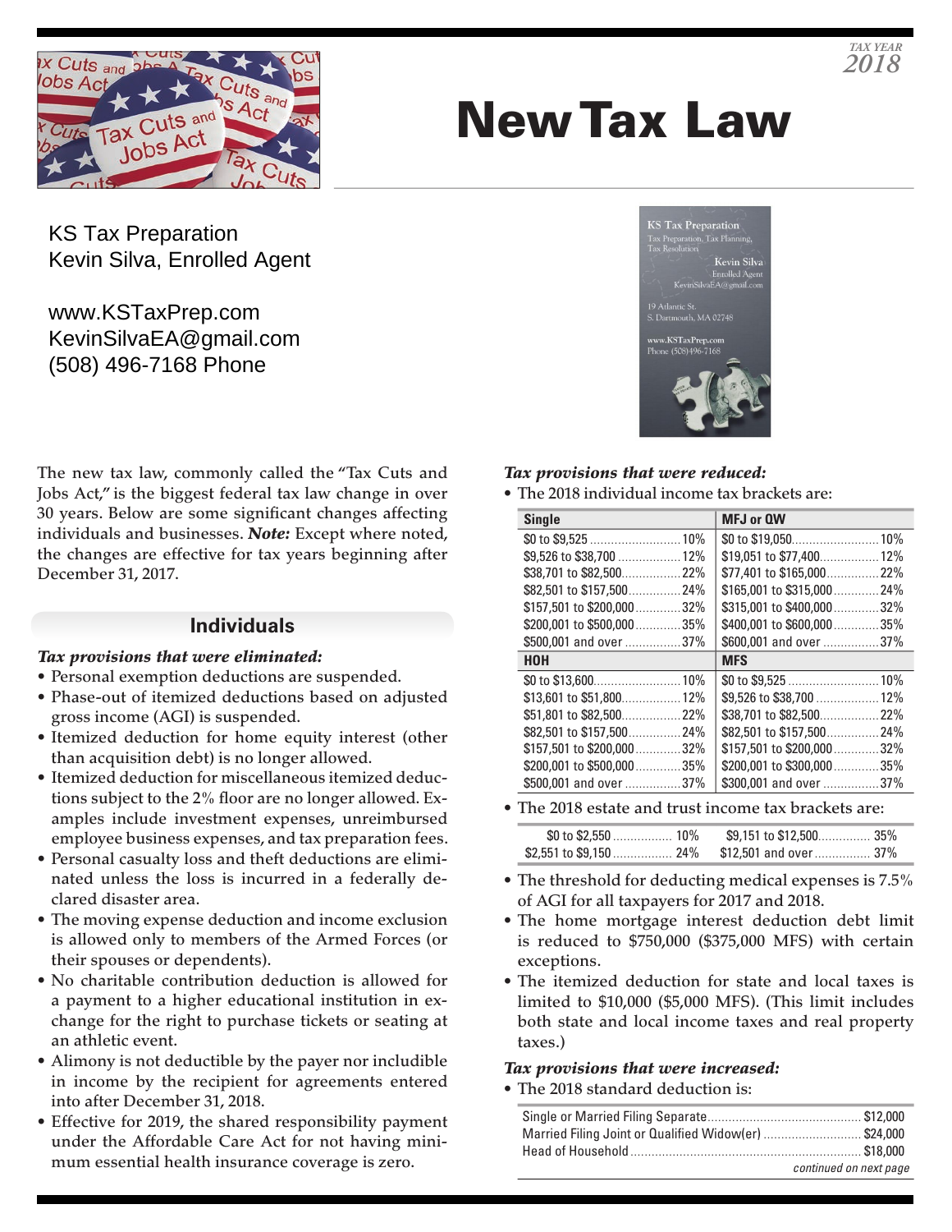TAX YEAR 2018

# New Tax Law

KS Tax Preparation
Kevin Silva, Enrolled Agent

www.KSTaxPrep.com
KevinSilvaEA@gmail.com
(508) 496-7168 Phone

The new tax law, commonly called the "Tax Cuts and Jobs Act," is the biggest federal tax law change in over 30 years. Below are some significant changes affecting individuals and businesses. ***Note:*** Except where noted, the changes are effective for tax years beginning after December 31, 2017.

## Individuals

***Tax provisions that were eliminated:***

- Personal exemption deductions are suspended.
- Phase-out of itemized deductions based on adjusted gross income (AGI) is suspended.
- Itemized deduction for home equity interest (other than acquisition debt) is no longer allowed.
- Itemized deduction for miscellaneous itemized deductions subject to the 2% floor are no longer allowed. Examples include investment expenses, unreimbursed employee business expenses, and tax preparation fees.
- Personal casualty loss and theft deductions are eliminated unless the loss is incurred in a federally declared disaster area.
- The moving expense deduction and income exclusion is allowed only to members of the Armed Forces (or their spouses or dependents).
- No charitable contribution deduction is allowed for a payment to a higher educational institution in exchange for the right to purchase tickets or seating at an athletic event.
- Alimony is not deductible by the payer nor includible in income by the recipient for agreements entered into after December 31, 2018.
- Effective for 2019, the shared responsibility payment under the Affordable Care Act for not having minimum essential health insurance coverage is zero.

***Tax provisions that were reduced:***

- The 2018 individual income tax brackets are:

| Single | | MFJ or QW | |
|---|---|---|---|
| $0 to $9,525 | 10% | $0 to $19,050 | 10% |
| $9,526 to $38,700 | 12% | $19,051 to $77,400 | 12% |
| $38,701 to $82,500 | 22% | $77,401 to $165,000 | 22% |
| $82,501 to $157,500 | 24% | $165,001 to $315,000 | 24% |
| $157,501 to $200,000 | 32% | $315,001 to $400,000 | 32% |
| $200,001 to $500,000 | 35% | $400,001 to $600,000 | 35% |
| $500,001 and over | 37% | $600,001 and over | 37% |
| **HOH** | | **MFS** | |
| $0 to $13,600 | 10% | $0 to $9,525 | 10% |
| $13,601 to $51,800 | 12% | $9,526 to $38,700 | 12% |
| $51,801 to $82,500 | 22% | $38,701 to $82,500 | 22% |
| $82,501 to $157,500 | 24% | $82,501 to $157,500 | 24% |
| $157,501 to $200,000 | 32% | $157,501 to $200,000 | 32% |
| $200,001 to $500,000 | 35% | $200,001 to $300,000 | 35% |
| $500,001 and over | 37% | $300,001 and over | 37% |

- The 2018 estate and trust income tax brackets are:

| | | | |
|---|---|---|---|
| $0 to $2,550 | 10% | $9,151 to $12,500 | 35% |
| $2,551 to $9,150 | 24% | $12,501 and over | 37% |

- The threshold for deducting medical expenses is 7.5% of AGI for all taxpayers for 2017 and 2018.
- The home mortgage interest deduction debt limit is reduced to $750,000 ($375,000 MFS) with certain exceptions.
- The itemized deduction for state and local taxes is limited to $10,000 ($5,000 MFS). (This limit includes both state and local income taxes and real property taxes.)

***Tax provisions that were increased:***

- The 2018 standard deduction is:

| | |
|---|---|
| Single or Married Filing Separate | $12,000 |
| Married Filing Joint or Qualified Widow(er) | $24,000 |
| Head of Household | $18,000 |

*continued on next page*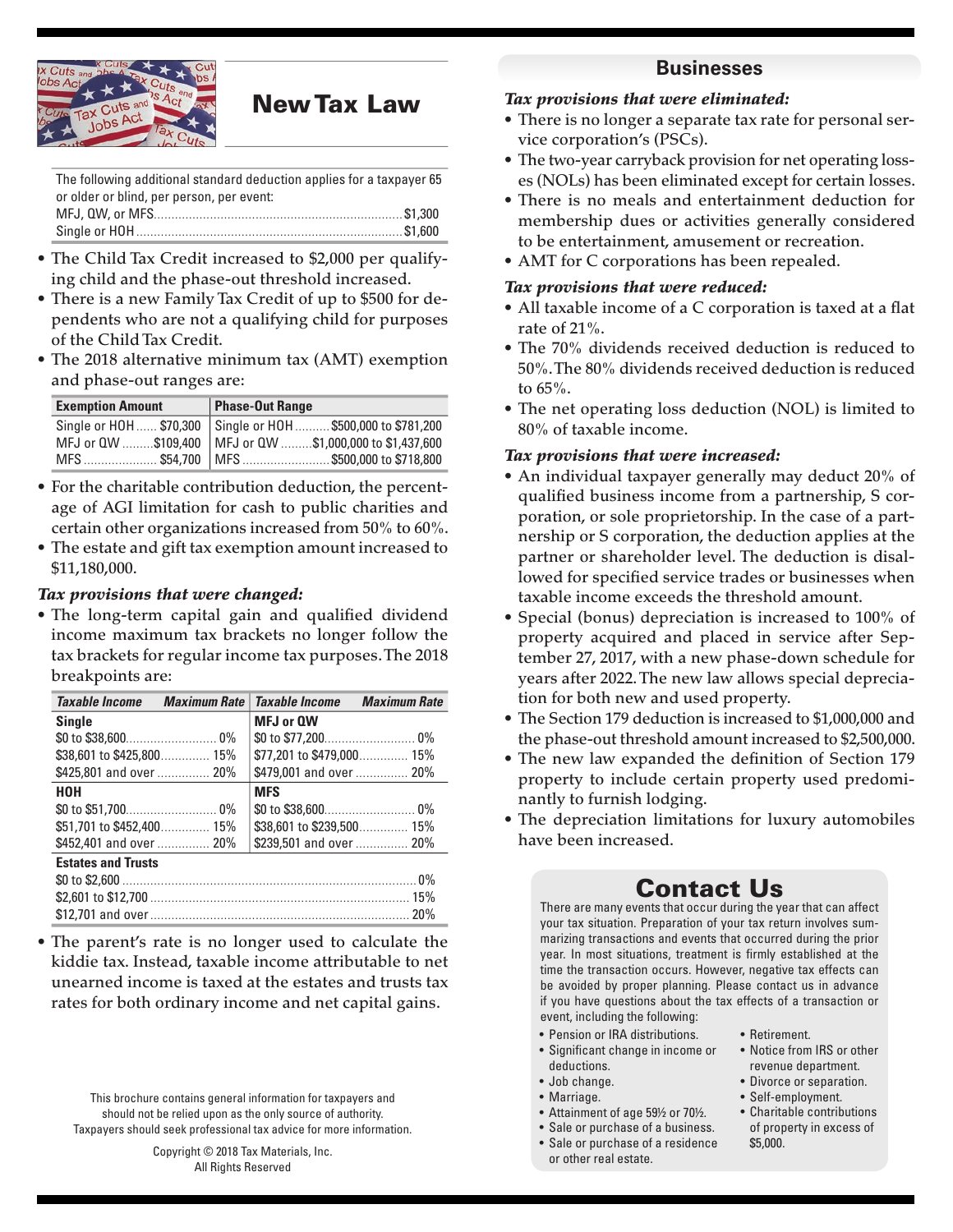# New Tax Law

The following additional standard deduction applies for a taxpayer 65 or older or blind, per person, per event:

| | |
|---|---|
| MFJ, QW, or MFS | $1,300 |
| Single or HOH | $1,600 |

- The Child Tax Credit increased to $2,000 per qualifying child and the phase-out threshold increased.
- There is a new Family Tax Credit of up to $500 for dependents who are not a qualifying child for purposes of the Child Tax Credit.
- The 2018 alternative minimum tax (AMT) exemption and phase-out ranges are:

| Exemption Amount | | Phase-Out Range | |
|---|---|---|---|
| Single or HOH | $70,300 | Single or HOH | $500,000 to $781,200 |
| MFJ or QW | $109,400 | MFJ or QW | $1,000,000 to $1,437,600 |
| MFS | $54,700 | MFS | $500,000 to $718,800 |

- For the charitable contribution deduction, the percentage of AGI limitation for cash to public charities and certain other organizations increased from 50% to 60%.
- The estate and gift tax exemption amount increased to $11,180,000.

### *Tax provisions that were changed:*

- The long-term capital gain and qualified dividend income maximum tax brackets no longer follow the tax brackets for regular income tax purposes. The 2018 breakpoints are:

| *Taxable Income* | *Maximum Rate* | *Taxable Income* | *Maximum Rate* |
|---|---|---|---|
| **Single** | | **MFJ or QW** | |
| $0 to $38,600 | 0% | $0 to $77,200 | 0% |
| $38,601 to $425,800 | 15% | $77,201 to $479,000 | 15% |
| $425,801 and over | 20% | $479,001 and over | 20% |
| **HOH** | | **MFS** | |
| $0 to $51,700 | 0% | $0 to $38,600 | 0% |
| $51,701 to $452,400 | 15% | $38,601 to $239,500 | 15% |
| $452,401 and over | 20% | $239,501 and over | 20% |
| **Estates and Trusts** | | | |
| $0 to $2,600 | | | 0% |
| $2,601 to $12,700 | | | 15% |
| $12,701 and over | | | 20% |

- The parent's rate is no longer used to calculate the kiddie tax. Instead, taxable income attributable to net unearned income is taxed at the estates and trusts tax rates for both ordinary income and net capital gains.

This brochure contains general information for taxpayers and should not be relied upon as the only source of authority. Taxpayers should seek professional tax advice for more information.

Copyright © 2018 Tax Materials, Inc.
All Rights Reserved

## Businesses

### *Tax provisions that were eliminated:*

- There is no longer a separate tax rate for personal service corporation's (PSCs).
- The two-year carryback provision for net operating losses (NOLs) has been eliminated except for certain losses.
- There is no meals and entertainment deduction for membership dues or activities generally considered to be entertainment, amusement or recreation.
- AMT for C corporations has been repealed.

### *Tax provisions that were reduced:*

- All taxable income of a C corporation is taxed at a flat rate of 21%.
- The 70% dividends received deduction is reduced to 50%. The 80% dividends received deduction is reduced to 65%.
- The net operating loss deduction (NOL) is limited to 80% of taxable income.

### *Tax provisions that were increased:*

- An individual taxpayer generally may deduct 20% of qualified business income from a partnership, S corporation, or sole proprietorship. In the case of a partnership or S corporation, the deduction applies at the partner or shareholder level. The deduction is disallowed for specified service trades or businesses when taxable income exceeds the threshold amount.
- Special (bonus) depreciation is increased to 100% of property acquired and placed in service after September 27, 2017, with a new phase-down schedule for years after 2022. The new law allows special depreciation for both new and used property.
- The Section 179 deduction is increased to $1,000,000 and the phase-out threshold amount increased to $2,500,000.
- The new law expanded the definition of Section 179 property to include certain property used predominantly to furnish lodging.
- The depreciation limitations for luxury automobiles have been increased.

## Contact Us

There are many events that occur during the year that can affect your tax situation. Preparation of your tax return involves summarizing transactions and events that occurred during the prior year. In most situations, treatment is firmly established at the time the transaction occurs. However, negative tax effects can be avoided by proper planning. Please contact us in advance if you have questions about the tax effects of a transaction or event, including the following:

- Pension or IRA distributions.
- Significant change in income or deductions.
- Job change.
- Marriage.
- Attainment of age 59½ or 70½.
- Sale or purchase of a business.
- Sale or purchase of a residence or other real estate.
- Retirement.
- Notice from IRS or other revenue department.
- Divorce or separation.
- Self-employment.
- Charitable contributions of property in excess of $5,000.